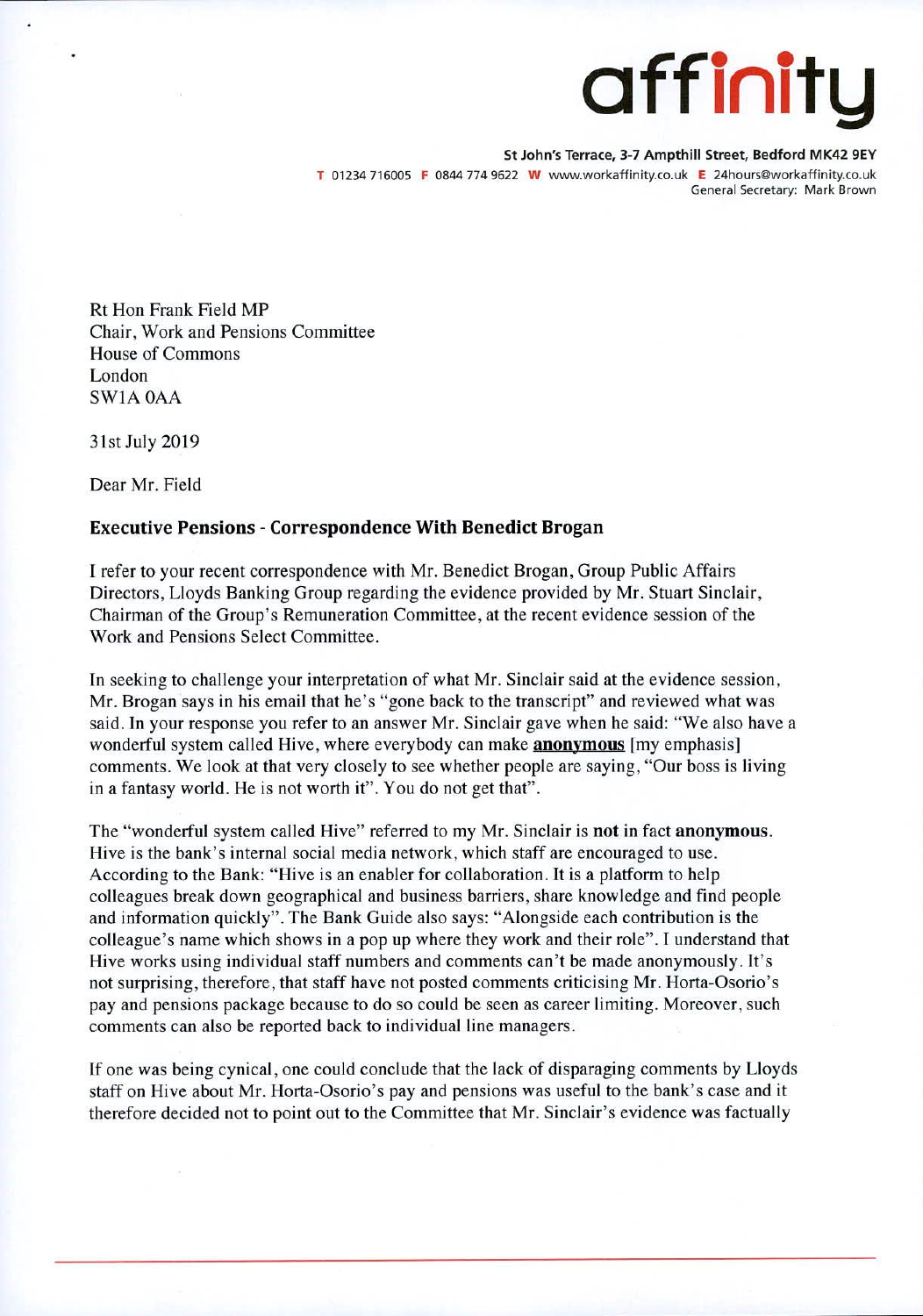# affinity

**St John's Terrace, 3-7 Ampthill Street, Bedford MK42 9EY**
T 01234 716005 F 0844 774 9622 W www.workaffinity.co.uk E 24hours@workaffinity.co.uk
General Secretary: Mark Brown

Rt Hon Frank Field MP
Chair, Work and Pensions Committee
House of Commons
London
SW1A 0AA

31st July 2019

Dear Mr. Field

## Executive Pensions - Correspondence With Benedict Brogan

I refer to your recent correspondence with Mr. Benedict Brogan, Group Public Affairs Directors, Lloyds Banking Group regarding the evidence provided by Mr. Stuart Sinclair, Chairman of the Group's Remuneration Committee, at the recent evidence session of the Work and Pensions Select Committee.

In seeking to challenge your interpretation of what Mr. Sinclair said at the evidence session, Mr. Brogan says in his email that he's "gone back to the transcript" and reviewed what was said. In your response you refer to an answer Mr. Sinclair gave when he said: "We also have a wonderful system called Hive, where everybody can make **anonymous** [my emphasis] comments. We look at that very closely to see whether people are saying, "Our boss is living in a fantasy world. He is not worth it". You do not get that".

The "wonderful system called Hive" referred to my Mr. Sinclair is **not in fact anonymous**. Hive is the bank's internal social media network, which staff are encouraged to use. According to the Bank: "Hive is an enabler for collaboration. It is a platform to help colleagues break down geographical and business barriers, share knowledge and find people and information quickly". The Bank Guide also says: "Alongside each contribution is the colleague's name which shows in a pop up where they work and their role". I understand that Hive works using individual staff numbers and comments can't be made anonymously. It's not surprising, therefore, that staff have not posted comments criticising Mr. Horta-Osorio's pay and pensions package because to do so could be seen as career limiting. Moreover, such comments can also be reported back to individual line managers.

If one was being cynical, one could conclude that the lack of disparaging comments by Lloyds staff on Hive about Mr. Horta-Osorio's pay and pensions was useful to the bank's case and it therefore decided not to point out to the Committee that Mr. Sinclair's evidence was factually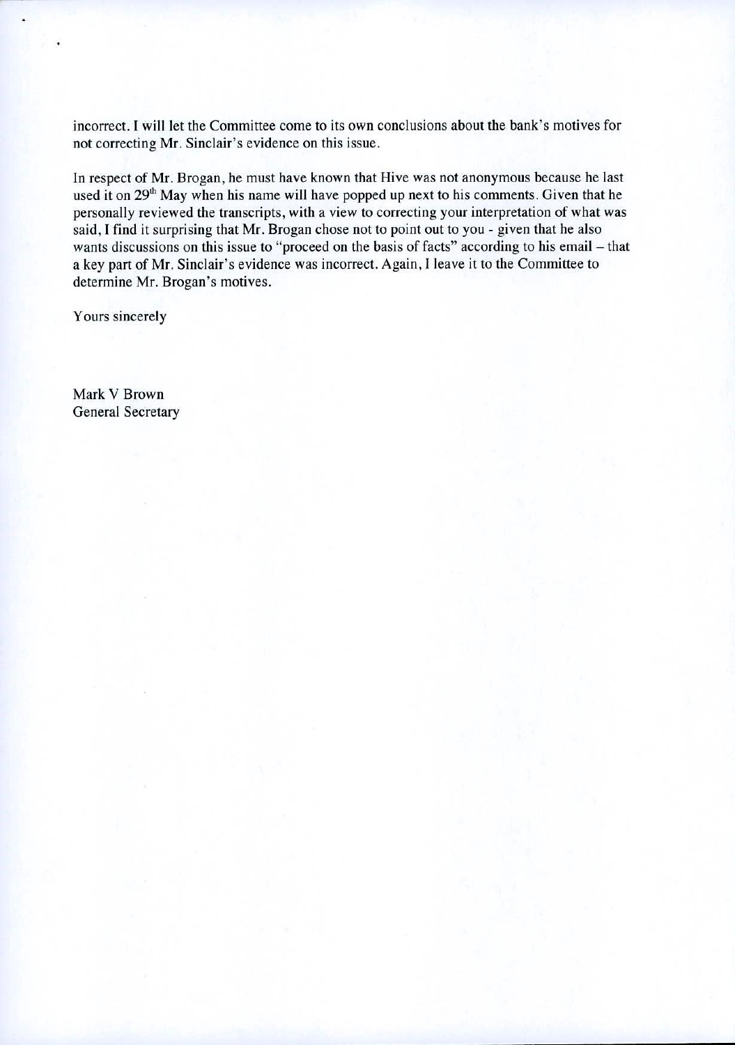incorrect. I will let the Committee come to its own conclusions about the bank's motives for not correcting Mr. Sinclair's evidence on this issue.

In respect of Mr. Brogan, he must have known that Hive was not anonymous because he last used it on 29th May when his name will have popped up next to his comments. Given that he personally reviewed the transcripts, with a view to correcting your interpretation of what was said, I find it surprising that Mr. Brogan chose not to point out to you - given that he also wants discussions on this issue to "proceed on the basis of facts" according to his email – that a key part of Mr. Sinclair's evidence was incorrect. Again, I leave it to the Committee to determine Mr. Brogan's motives.

Yours sincerely

Mark V Brown
General Secretary